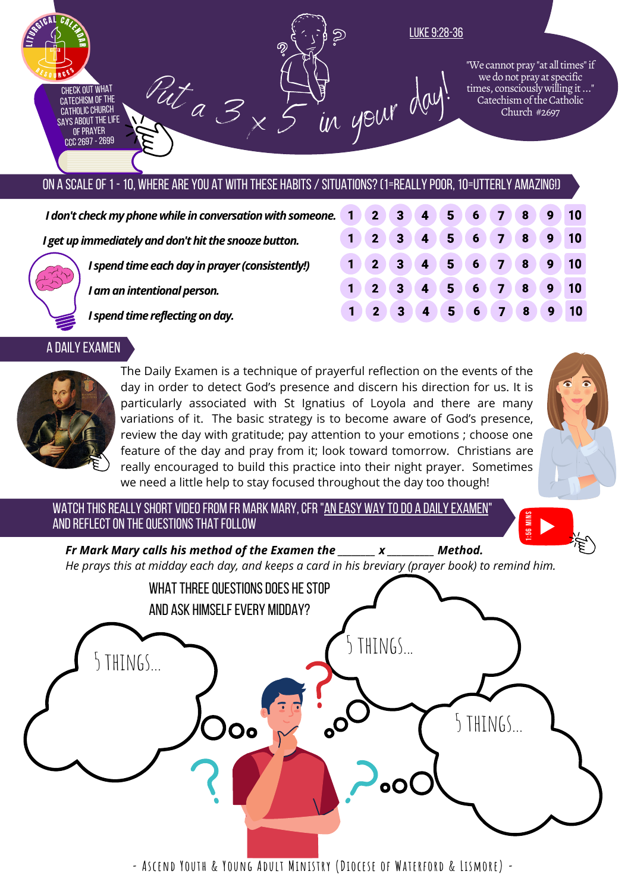Liturgical Calendar Resources

CHECK OUT WHAT CATECHISM OF THE CATHOLIC CHURCH SAYS ABOUT THE LIFE OF PRAYER CCC 2697 - 2699

# Put a 3 x 5 in your day!

LUKE 9:28-36

"We cannot pray "at all times" if we do not pray at specific times, consciously willing it ..." Catechism of the Catholic Church #2697

## ON A SCALE OF 1 - 10, WHERE ARE YOU AT WITH THESE HABITS / SITUATIONS? (1=REALLY POOR, 10=UTTERLY AMAZING!)

| | | | | | | | | | | |
|---|---|---|---|---|---|---|---|---|---|---|
| *I don't check my phone while in conversation with someone.* | 1 | 2 | 3 | 4 | 5 | 6 | 7 | 8 | 9 | 10 |
| *I get up immediately and don't hit the snooze button.* | 1 | 2 | 3 | 4 | 5 | 6 | 7 | 8 | 9 | 10 |
| *I spend time each day in prayer (consistently!)* | 1 | 2 | 3 | 4 | 5 | 6 | 7 | 8 | 9 | 10 |
| *I am an intentional person.* | 1 | 2 | 3 | 4 | 5 | 6 | 7 | 8 | 9 | 10 |
| *I spend time reflecting on day.* | 1 | 2 | 3 | 4 | 5 | 6 | 7 | 8 | 9 | 10 |

## A DAILY EXAMEN

The Daily Examen is a technique of prayerful reflection on the events of the day in order to detect God's presence and discern his direction for us. It is particularly associated with St Ignatius of Loyola and there are many variations of it. The basic strategy is to become aware of God's presence, review the day with gratitude; pay attention to your emotions ; choose one feature of the day and pray from it; look toward tomorrow. Christians are really encouraged to build this practice into their night prayer. Sometimes we need a little help to stay focused throughout the day too though!

## WATCH THIS REALLY SHORT VIDEO FROM FR MARK MARY, CFR "AN EASY WAY TO DO A DAILY EXAMEN" AND REFLECT ON THE QUESTIONS THAT FOLLOW

1:56 MINS

***Fr Mark Mary calls his method of the Examen the _______ x _________ Method.***

*He prays this at midday each day, and keeps a card in his breviary (prayer book) to remind him.*

### WHAT THREE QUESTIONS DOES HE STOP AND ASK HIMSELF EVERY MIDDAY?

5 THINGS...

5 THINGS...

5 THINGS...

- Ascend Youth & Young Adult Ministry (Diocese of Waterford & Lismore) -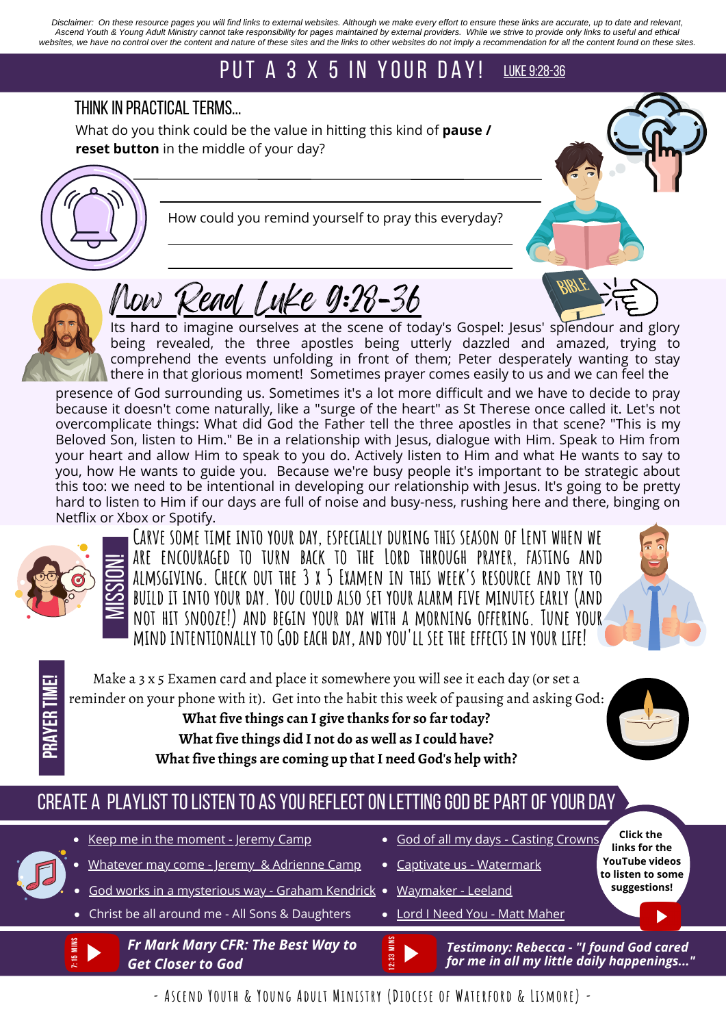Disclaimer: On these resource pages you will find links to external websites. Although we make every effort to ensure these links are accurate, up to date and relevant, Ascend Youth & Young Adult Ministry cannot take responsibility for pages maintained by external providers. While we strive to provide only links to useful and ethical websites, we have no control over the content and nature of these sites and the links to other websites do not imply a recommendation for all the content found on these sites.

# PUT A 3 X 5 IN YOUR DAY! LUKE 9:28-36

## THINK IN PRACTICAL TERMS...

What do you think could be the value in hitting this kind of **pause / reset button** in the middle of your day?

How could you remind yourself to pray this everyday?

## Now Read Luke 9:28-36

Its hard to imagine ourselves at the scene of today's Gospel: Jesus' splendour and glory being revealed, the three apostles being utterly dazzled and amazed, trying to comprehend the events unfolding in front of them; Peter desperately wanting to stay there in that glorious moment! Sometimes prayer comes easily to us and we can feel the presence of God surrounding us. Sometimes it's a lot more difficult and we have to decide to pray because it doesn't come naturally, like a "surge of the heart" as St Therese once called it. Let's not overcomplicate things: What did God the Father tell the three apostles in that scene? "This is my Beloved Son, listen to Him." Be in a relationship with Jesus, dialogue with Him. Speak to Him from your heart and allow Him to speak to you do. Actively listen to Him and what He wants to say to you, how He wants to guide you. Because we're busy people it's important to be strategic about this too: we need to be intentional in developing our relationship with Jesus. It's going to be pretty hard to listen to Him if our days are full of noise and busy-ness, rushing here and there, binging on Netflix or Xbox or Spotify.

## MISSION!

Carve some time into your day, especially during this season of Lent when we are encouraged to turn back to the Lord through prayer, fasting and almsgiving. Check out the 3 x 5 Examen in this week's resource and try to build it into your day. You could also set your alarm five minutes early (and not hit snooze!) and begin your day with a morning offering. Tune your mind intentionally to God each day, and you'll see the effects in your life!

## PRAYER TIME!

Make a 3 x 5 Examen card and place it somewhere you will see it each day (or set a reminder on your phone with it). Get into the habit this week of pausing and asking God:

**What five things can I give thanks for so far today?**
**What five things did I not do as well as I could have?**
**What five things are coming up that I need God's help with?**

## CREATE A PLAYLIST TO LISTEN TO AS YOU REFLECT ON LETTING GOD BE PART OF YOUR DAY

- Keep me in the moment - Jeremy Camp
- Whatever may come - Jeremy & Adrienne Camp
- God works in a mysterious way - Graham Kendrick
- Christ be all around me - All Sons & Daughters
- God of all my days - Casting Crowns
- Captivate us - Watermark
- Waymaker - Leeland
- Lord I Need You - Matt Maher

Click the links for the YouTube videos to listen to some suggestions!

7:15 MINS — ***Fr Mark Mary CFR: The Best Way to Get Closer to God***

12:33 MINS — ***Testimony: Rebecca - "I found God cared for me in all my little daily happenings..."***

- Ascend Youth & Young Adult Ministry (Diocese of Waterford & Lismore) -